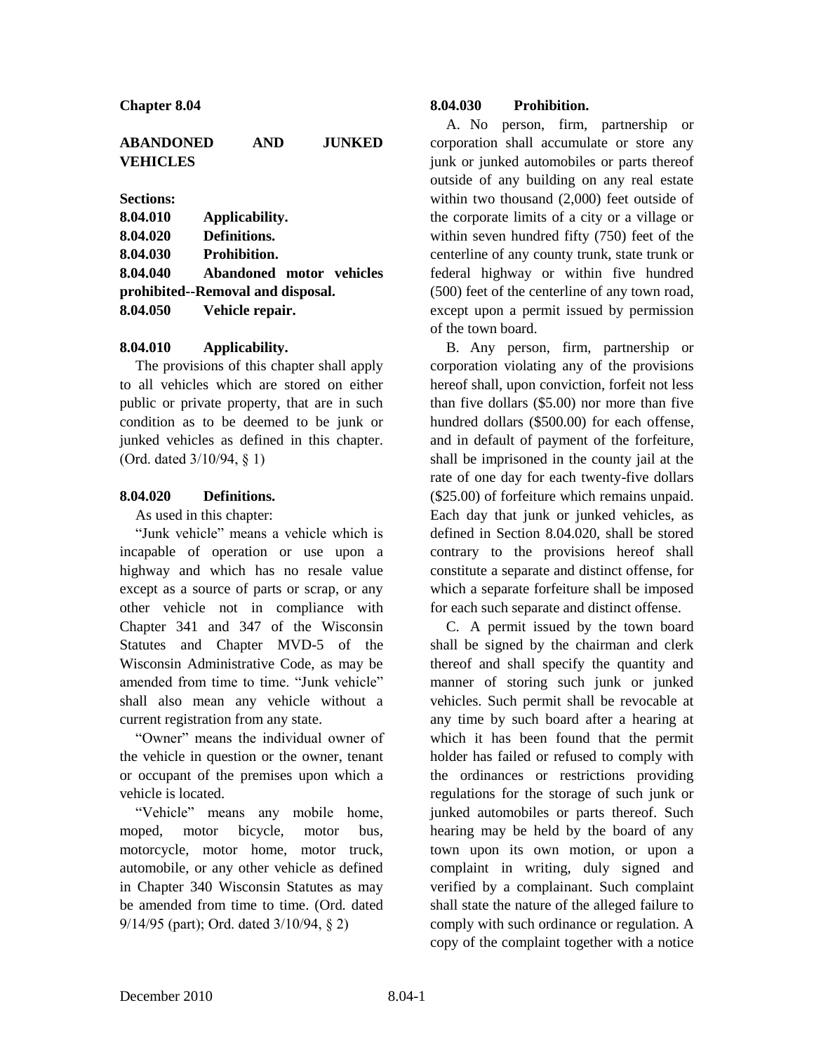# Chapter 8.04

## ABANDONED AND JUNKED VEHICLES

**Sections:**

**8.04.010 Applicability.**
**8.04.020 Definitions.**
**8.04.030 Prohibition.**
**8.04.040 Abandoned motor vehicles prohibited--Removal and disposal.**
**8.04.050 Vehicle repair.**

### 8.04.010 Applicability.

The provisions of this chapter shall apply to all vehicles which are stored on either public or private property, that are in such condition as to be deemed to be junk or junked vehicles as defined in this chapter. (Ord. dated 3/10/94, § 1)

### 8.04.020 Definitions.

As used in this chapter:

"Junk vehicle" means a vehicle which is incapable of operation or use upon a highway and which has no resale value except as a source of parts or scrap, or any other vehicle not in compliance with Chapter 341 and 347 of the Wisconsin Statutes and Chapter MVD-5 of the Wisconsin Administrative Code, as may be amended from time to time. "Junk vehicle" shall also mean any vehicle without a current registration from any state.

"Owner" means the individual owner of the vehicle in question or the owner, tenant or occupant of the premises upon which a vehicle is located.

"Vehicle" means any mobile home, moped, motor bicycle, motor bus, motorcycle, motor home, motor truck, automobile, or any other vehicle as defined in Chapter 340 Wisconsin Statutes as may be amended from time to time. (Ord. dated 9/14/95 (part); Ord. dated 3/10/94, § 2)

### 8.04.030 Prohibition.

A. No person, firm, partnership or corporation shall accumulate or store any junk or junked automobiles or parts thereof outside of any building on any real estate within two thousand (2,000) feet outside of the corporate limits of a city or a village or within seven hundred fifty (750) feet of the centerline of any county trunk, state trunk or federal highway or within five hundred (500) feet of the centerline of any town road, except upon a permit issued by permission of the town board.

B. Any person, firm, partnership or corporation violating any of the provisions hereof shall, upon conviction, forfeit not less than five dollars ($5.00) nor more than five hundred dollars ($500.00) for each offense, and in default of payment of the forfeiture, shall be imprisoned in the county jail at the rate of one day for each twenty-five dollars ($25.00) of forfeiture which remains unpaid. Each day that junk or junked vehicles, as defined in Section 8.04.020, shall be stored contrary to the provisions hereof shall constitute a separate and distinct offense, for which a separate forfeiture shall be imposed for each such separate and distinct offense.

C. A permit issued by the town board shall be signed by the chairman and clerk thereof and shall specify the quantity and manner of storing such junk or junked vehicles. Such permit shall be revocable at any time by such board after a hearing at which it has been found that the permit holder has failed or refused to comply with the ordinances or restrictions providing regulations for the storage of such junk or junked automobiles or parts thereof. Such hearing may be held by the board of any town upon its own motion, or upon a complaint in writing, duly signed and verified by a complainant. Such complaint shall state the nature of the alleged failure to comply with such ordinance or regulation. A copy of the complaint together with a notice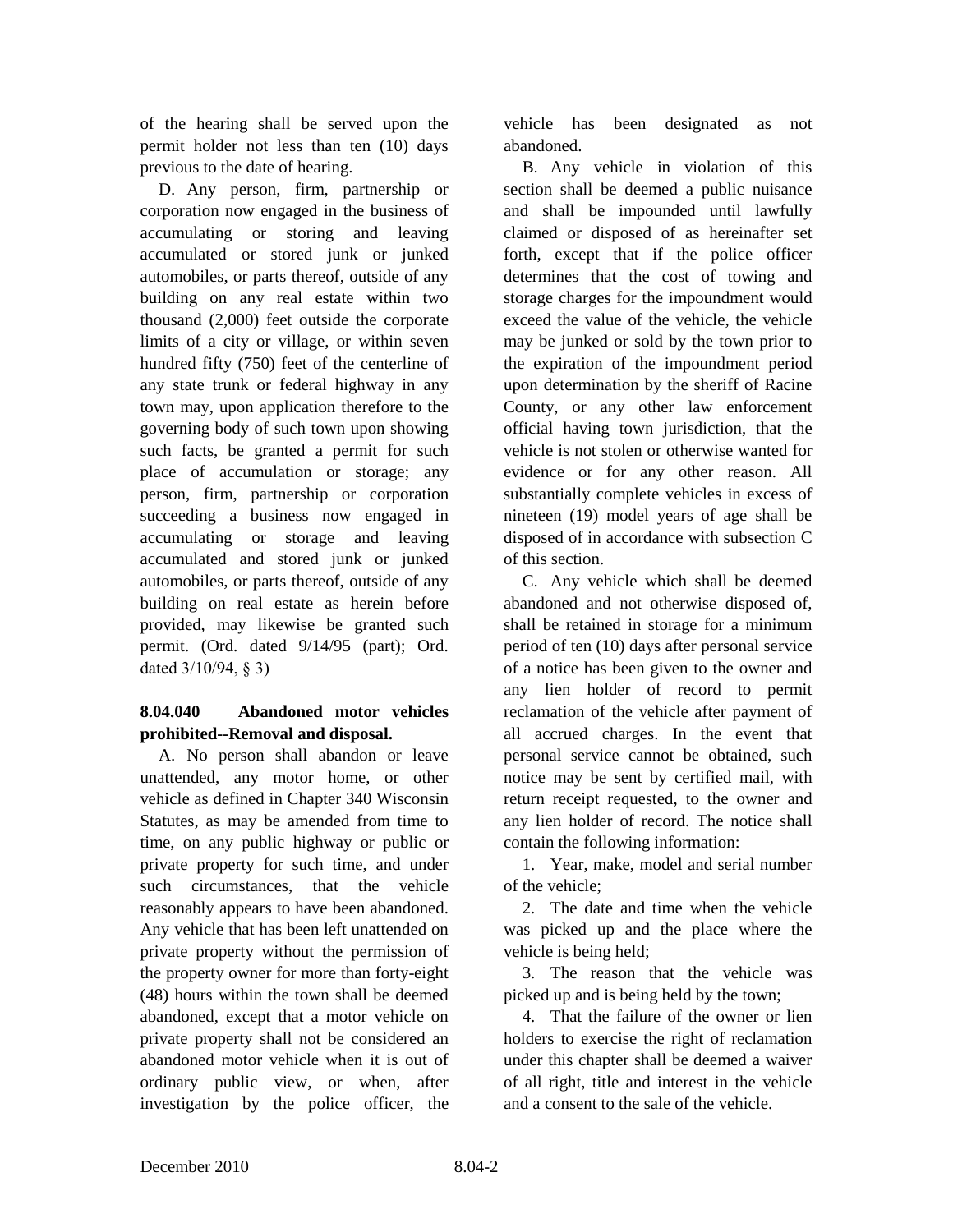of the hearing shall be served upon the permit holder not less than ten (10) days previous to the date of hearing.

D. Any person, firm, partnership or corporation now engaged in the business of accumulating or storing and leaving accumulated or stored junk or junked automobiles, or parts thereof, outside of any building on any real estate within two thousand (2,000) feet outside the corporate limits of a city or village, or within seven hundred fifty (750) feet of the centerline of any state trunk or federal highway in any town may, upon application therefore to the governing body of such town upon showing such facts, be granted a permit for such place of accumulation or storage; any person, firm, partnership or corporation succeeding a business now engaged in accumulating or storage and leaving accumulated and stored junk or junked automobiles, or parts thereof, outside of any building on real estate as herein before provided, may likewise be granted such permit. (Ord. dated 9/14/95 (part); Ord. dated 3/10/94, § 3)

**8.04.040 Abandoned motor vehicles prohibited--Removal and disposal.**

A. No person shall abandon or leave unattended, any motor home, or other vehicle as defined in Chapter 340 Wisconsin Statutes, as may be amended from time to time, on any public highway or public or private property for such time, and under such circumstances, that the vehicle reasonably appears to have been abandoned. Any vehicle that has been left unattended on private property without the permission of the property owner for more than forty-eight (48) hours within the town shall be deemed abandoned, except that a motor vehicle on private property shall not be considered an abandoned motor vehicle when it is out of ordinary public view, or when, after investigation by the police officer, the vehicle has been designated as not abandoned.

B. Any vehicle in violation of this section shall be deemed a public nuisance and shall be impounded until lawfully claimed or disposed of as hereinafter set forth, except that if the police officer determines that the cost of towing and storage charges for the impoundment would exceed the value of the vehicle, the vehicle may be junked or sold by the town prior to the expiration of the impoundment period upon determination by the sheriff of Racine County, or any other law enforcement official having town jurisdiction, that the vehicle is not stolen or otherwise wanted for evidence or for any other reason. All substantially complete vehicles in excess of nineteen (19) model years of age shall be disposed of in accordance with subsection C of this section.

C. Any vehicle which shall be deemed abandoned and not otherwise disposed of, shall be retained in storage for a minimum period of ten (10) days after personal service of a notice has been given to the owner and any lien holder of record to permit reclamation of the vehicle after payment of all accrued charges. In the event that personal service cannot be obtained, such notice may be sent by certified mail, with return receipt requested, to the owner and any lien holder of record. The notice shall contain the following information:

1. Year, make, model and serial number of the vehicle;

2. The date and time when the vehicle was picked up and the place where the vehicle is being held;

3. The reason that the vehicle was picked up and is being held by the town;

4. That the failure of the owner or lien holders to exercise the right of reclamation under this chapter shall be deemed a waiver of all right, title and interest in the vehicle and a consent to the sale of the vehicle.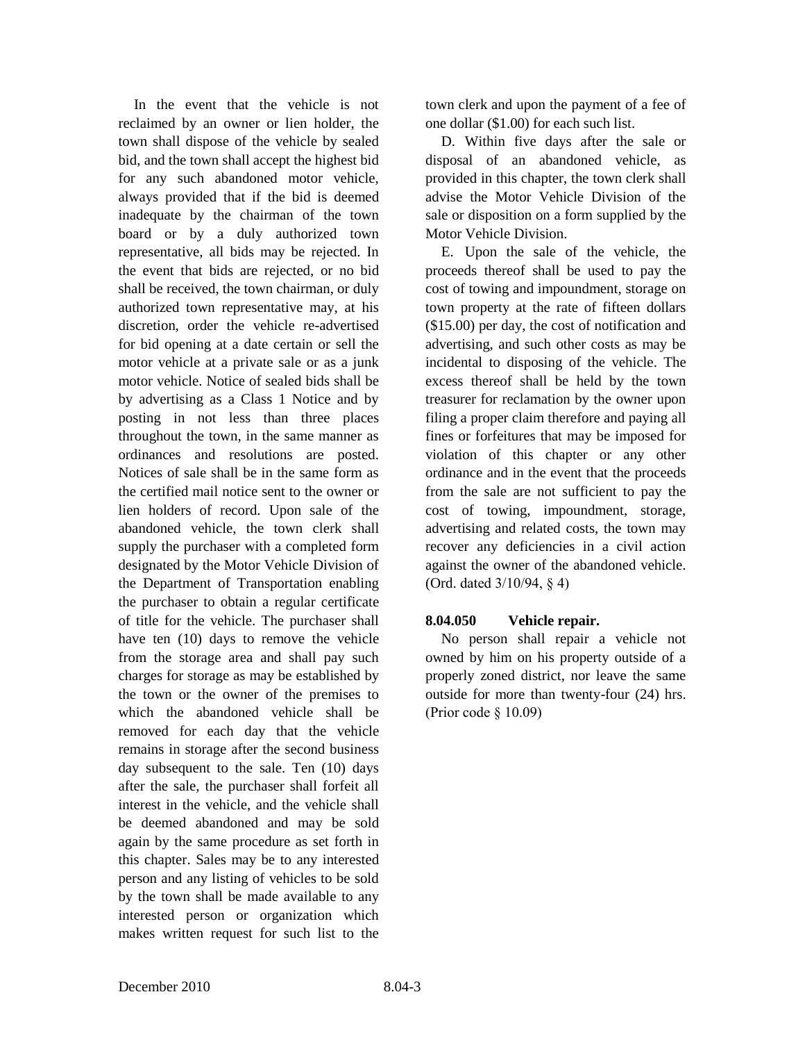In the event that the vehicle is not reclaimed by an owner or lien holder, the town shall dispose of the vehicle by sealed bid, and the town shall accept the highest bid for any such abandoned motor vehicle, always provided that if the bid is deemed inadequate by the chairman of the town board or by a duly authorized town representative, all bids may be rejected. In the event that bids are rejected, or no bid shall be received, the town chairman, or duly authorized town representative may, at his discretion, order the vehicle re-advertised for bid opening at a date certain or sell the motor vehicle at a private sale or as a junk motor vehicle. Notice of sealed bids shall be by advertising as a Class 1 Notice and by posting in not less than three places throughout the town, in the same manner as ordinances and resolutions are posted. Notices of sale shall be in the same form as the certified mail notice sent to the owner or lien holders of record. Upon sale of the abandoned vehicle, the town clerk shall supply the purchaser with a completed form designated by the Motor Vehicle Division of the Department of Transportation enabling the purchaser to obtain a regular certificate of title for the vehicle. The purchaser shall have ten (10) days to remove the vehicle from the storage area and shall pay such charges for storage as may be established by the town or the owner of the premises to which the abandoned vehicle shall be removed for each day that the vehicle remains in storage after the second business day subsequent to the sale. Ten (10) days after the sale, the purchaser shall forfeit all interest in the vehicle, and the vehicle shall be deemed abandoned and may be sold again by the same procedure as set forth in this chapter. Sales may be to any interested person and any listing of vehicles to be sold by the town shall be made available to any interested person or organization which makes written request for such list to the town clerk and upon the payment of a fee of one dollar ($1.00) for each such list.

D. Within five days after the sale or disposal of an abandoned vehicle, as provided in this chapter, the town clerk shall advise the Motor Vehicle Division of the sale or disposition on a form supplied by the Motor Vehicle Division.

E. Upon the sale of the vehicle, the proceeds thereof shall be used to pay the cost of towing and impoundment, storage on town property at the rate of fifteen dollars ($15.00) per day, the cost of notification and advertising, and such other costs as may be incidental to disposing of the vehicle. The excess thereof shall be held by the town treasurer for reclamation by the owner upon filing a proper claim therefore and paying all fines or forfeitures that may be imposed for violation of this chapter or any other ordinance and in the event that the proceeds from the sale are not sufficient to pay the cost of towing, impoundment, storage, advertising and related costs, the town may recover any deficiencies in a civil action against the owner of the abandoned vehicle. (Ord. dated 3/10/94, § 4)

**8.04.050 Vehicle repair.**

No person shall repair a vehicle not owned by him on his property outside of a properly zoned district, nor leave the same outside for more than twenty-four (24) hrs. (Prior code § 10.09)